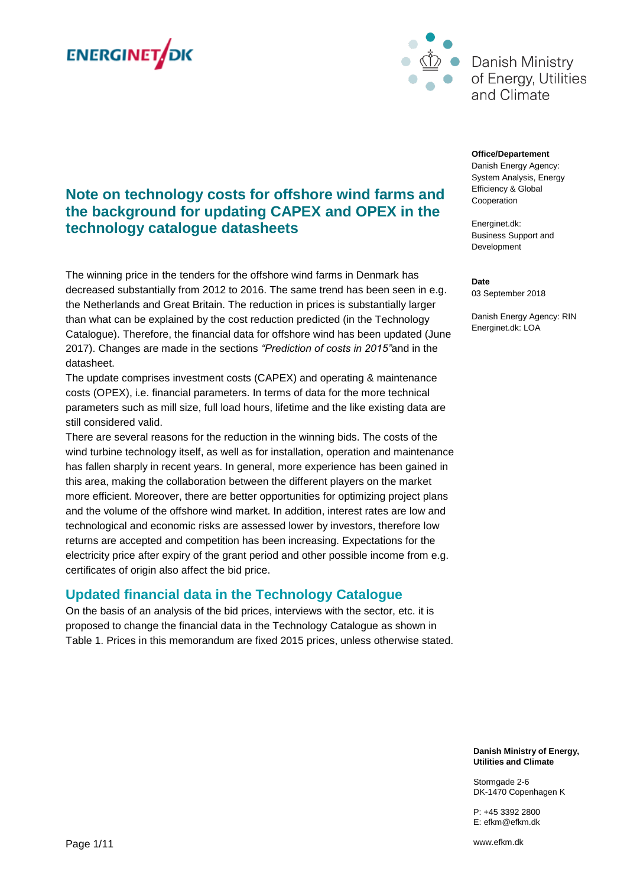ENERGINET/DK

Danish Ministry of Energy, Utilities and Climate

**Office/Departement**
Danish Energy Agency: System Analysis, Energy Efficiency & Global Cooperation

Energinet.dk: Business Support and Development

**Date**
03 September 2018

Danish Energy Agency: RIN
Energinet.dk: LOA

# Note on technology costs for offshore wind farms and the background for updating CAPEX and OPEX in the technology catalogue datasheets

The winning price in the tenders for the offshore wind farms in Denmark has decreased substantially from 2012 to 2016. The same trend has been seen in e.g. the Netherlands and Great Britain. The reduction in prices is substantially larger than what can be explained by the cost reduction predicted (in the Technology Catalogue). Therefore, the financial data for offshore wind has been updated (June 2017). Changes are made in the sections *"Prediction of costs in 2015"*and in the datasheet.

The update comprises investment costs (CAPEX) and operating & maintenance costs (OPEX), i.e. financial parameters. In terms of data for the more technical parameters such as mill size, full load hours, lifetime and the like existing data are still considered valid.

There are several reasons for the reduction in the winning bids. The costs of the wind turbine technology itself, as well as for installation, operation and maintenance has fallen sharply in recent years. In general, more experience has been gained in this area, making the collaboration between the different players on the market more efficient. Moreover, there are better opportunities for optimizing project plans and the volume of the offshore wind market. In addition, interest rates are low and technological and economic risks are assessed lower by investors, therefore low returns are accepted and competition has been increasing. Expectations for the electricity price after expiry of the grant period and other possible income from e.g. certificates of origin also affect the bid price.

## Updated financial data in the Technology Catalogue

On the basis of an analysis of the bid prices, interviews with the sector, etc. it is proposed to change the financial data in the Technology Catalogue as shown in Table 1. Prices in this memorandum are fixed 2015 prices, unless otherwise stated.

**Danish Ministry of Energy, Utilities and Climate**

Stormgade 2-6
DK-1470 Copenhagen K

P: +45 3392 2800
E: efkm@efkm.dk

www.efkm.dk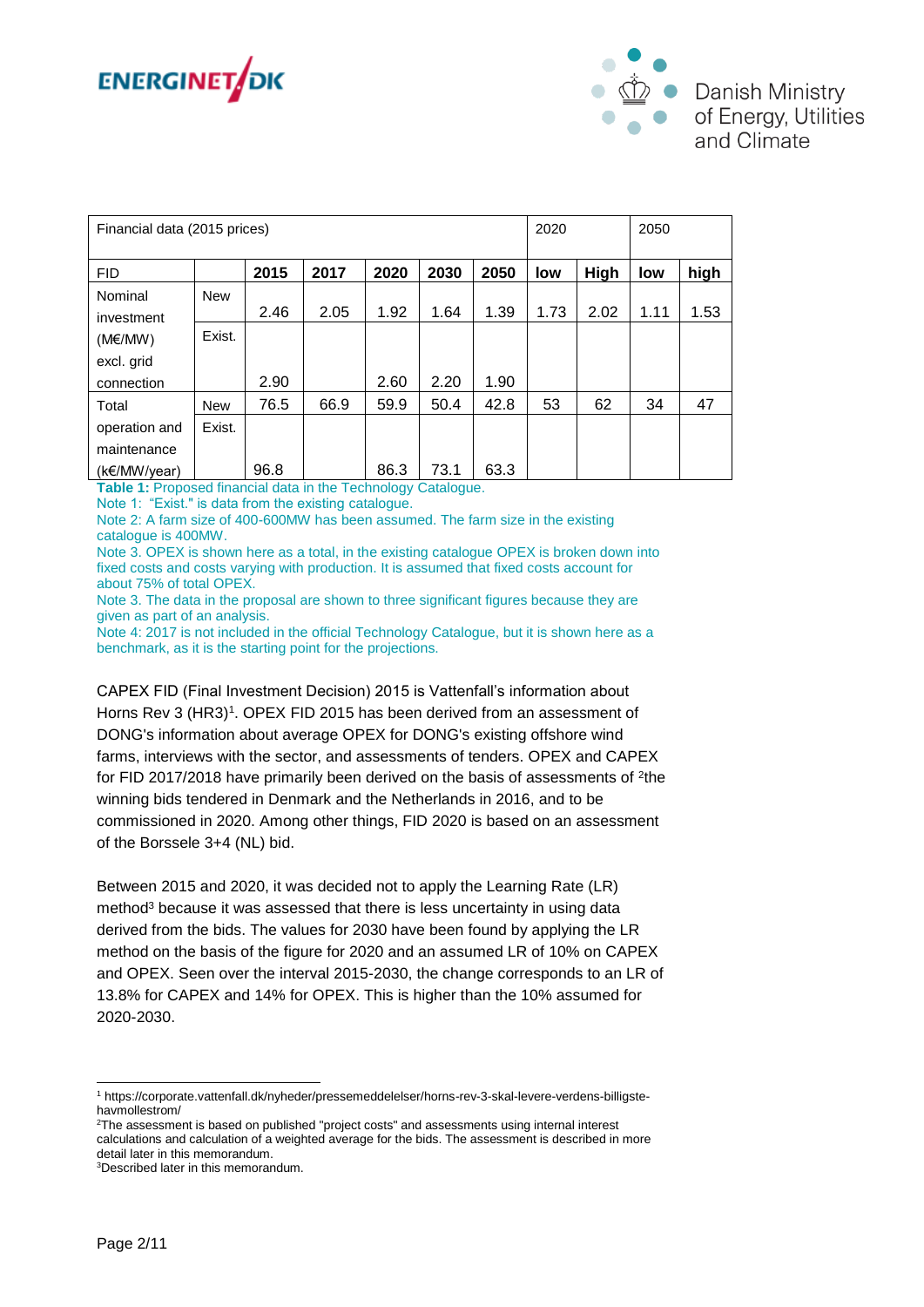| Financial data (2015 prices) | | | | | | | 2020 | | 2050 | |
|---|---|---|---|---|---|---|---|---|---|---|
| FID | | **2015** | **2017** | **2020** | **2030** | **2050** | **low** | **High** | **low** | **high** |
| Nominal investment (M€/MW) excl. grid connection | New | 2.46 | 2.05 | 1.92 | 1.64 | 1.39 | 1.73 | 2.02 | 1.11 | 1.53 |
| | Exist. | 2.90 | | 2.60 | 2.20 | 1.90 | | | | |
| Total operation and maintenance (k€/MW/year) | New | 76.5 | 66.9 | 59.9 | 50.4 | 42.8 | 53 | 62 | 34 | 47 |
| | Exist. | 96.8 | | 86.3 | 73.1 | 63.3 | | | | |

**Table 1:** Proposed financial data in the Technology Catalogue.
Note 1: "Exist." is data from the existing catalogue.
Note 2: A farm size of 400-600MW has been assumed. The farm size in the existing catalogue is 400MW.
Note 3. OPEX is shown here as a total, in the existing catalogue OPEX is broken down into fixed costs and costs varying with production. It is assumed that fixed costs account for about 75% of total OPEX.
Note 3. The data in the proposal are shown to three significant figures because they are given as part of an analysis.
Note 4: 2017 is not included in the official Technology Catalogue, but it is shown here as a benchmark, as it is the starting point for the projections.

CAPEX FID (Final Investment Decision) 2015 is Vattenfall's information about Horns Rev 3 (HR3)[1]. OPEX FID 2015 has been derived from an assessment of DONG's information about average OPEX for DONG's existing offshore wind farms, interviews with the sector, and assessments of tenders. OPEX and CAPEX for FID 2017/2018 have primarily been derived on the basis of assessments of [2]the winning bids tendered in Denmark and the Netherlands in 2016, and to be commissioned in 2020. Among other things, FID 2020 is based on an assessment of the Borssele 3+4 (NL) bid.

Between 2015 and 2020, it was decided not to apply the Learning Rate (LR) method[3] because it was assessed that there is less uncertainty in using data derived from the bids. The values for 2030 have been found by applying the LR method on the basis of the figure for 2020 and an assumed LR of 10% on CAPEX and OPEX. Seen over the interval 2015-2030, the change corresponds to an LR of 13.8% for CAPEX and 14% for OPEX. This is higher than the 10% assumed for 2020-2030.

[1] https://corporate.vattenfall.dk/nyheder/pressemeddelelser/horns-rev-3-skal-levere-verdens-billigste-havmollestrom/
[2] The assessment is based on published "project costs" and assessments using internal interest calculations and calculation of a weighted average for the bids. The assessment is described in more detail later in this memorandum.
[3] Described later in this memorandum.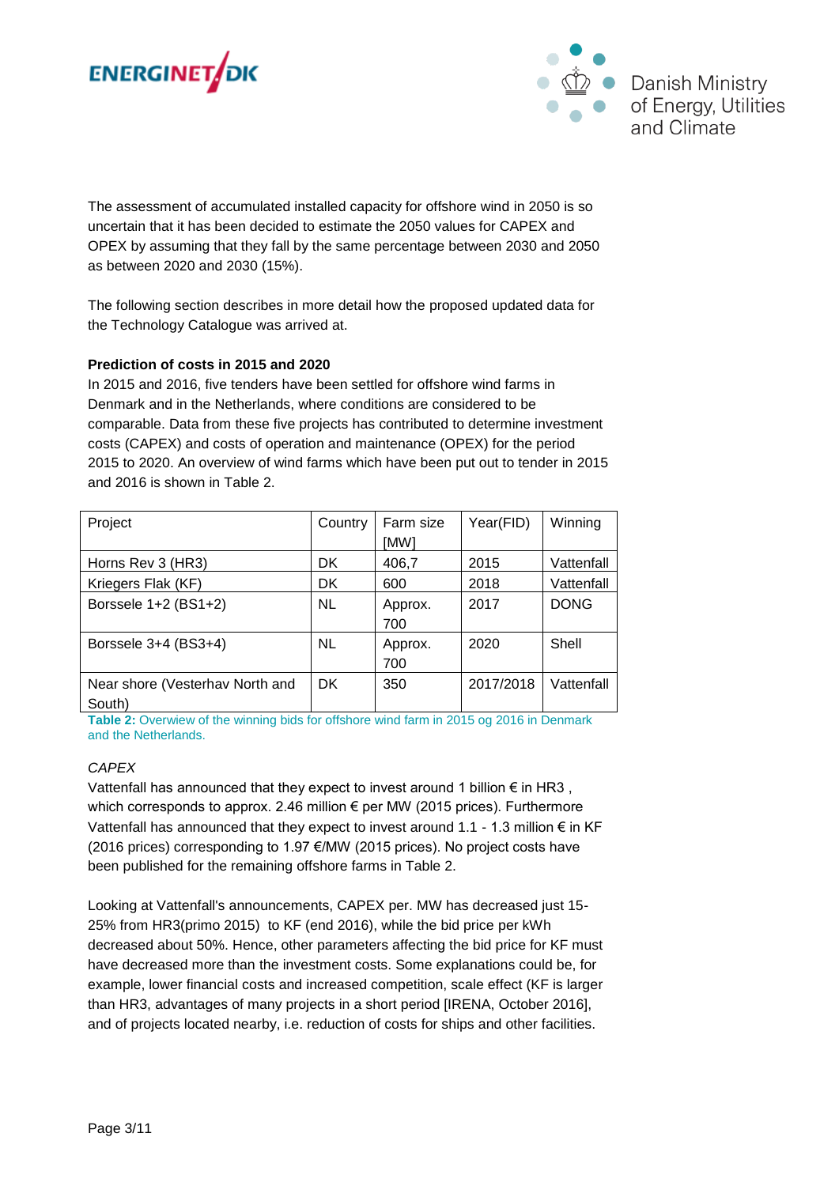The assessment of accumulated installed capacity for offshore wind in 2050 is so uncertain that it has been decided to estimate the 2050 values for CAPEX and OPEX by assuming that they fall by the same percentage between 2030 and 2050 as between 2020 and 2030 (15%).

The following section describes in more detail how the proposed updated data for the Technology Catalogue was arrived at.

**Prediction of costs in 2015 and 2020**

In 2015 and 2016, five tenders have been settled for offshore wind farms in Denmark and in the Netherlands, where conditions are considered to be comparable. Data from these five projects has contributed to determine investment costs (CAPEX) and costs of operation and maintenance (OPEX) for the period 2015 to 2020. An overview of wind farms which have been put out to tender in 2015 and 2016 is shown in Table 2.

| Project | Country | Farm size [MW] | Year(FID) | Winning |
|---|---|---|---|---|
| Horns Rev 3 (HR3) | DK | 406,7 | 2015 | Vattenfall |
| Kriegers Flak (KF) | DK | 600 | 2018 | Vattenfall |
| Borssele 1+2 (BS1+2) | NL | Approx. 700 | 2017 | DONG |
| Borssele 3+4 (BS3+4) | NL | Approx. 700 | 2020 | Shell |
| Near shore (Vesterhav North and South) | DK | 350 | 2017/2018 | Vattenfall |

**Table 2:** Overwiew of the winning bids for offshore wind farm in 2015 og 2016 in Denmark and the Netherlands.

*CAPEX*

Vattenfall has announced that they expect to invest around 1 billion € in HR3 , which corresponds to approx. 2.46 million € per MW (2015 prices). Furthermore Vattenfall has announced that they expect to invest around 1.1 - 1.3 million € in KF (2016 prices) corresponding to 1.97 €/MW (2015 prices). No project costs have been published for the remaining offshore farms in Table 2.

Looking at Vattenfall's announcements, CAPEX per. MW has decreased just 15-25% from HR3(primo 2015) to KF (end 2016), while the bid price per kWh decreased about 50%. Hence, other parameters affecting the bid price for KF must have decreased more than the investment costs. Some explanations could be, for example, lower financial costs and increased competition, scale effect (KF is larger than HR3, advantages of many projects in a short period [IRENA, October 2016], and of projects located nearby, i.e. reduction of costs for ships and other facilities.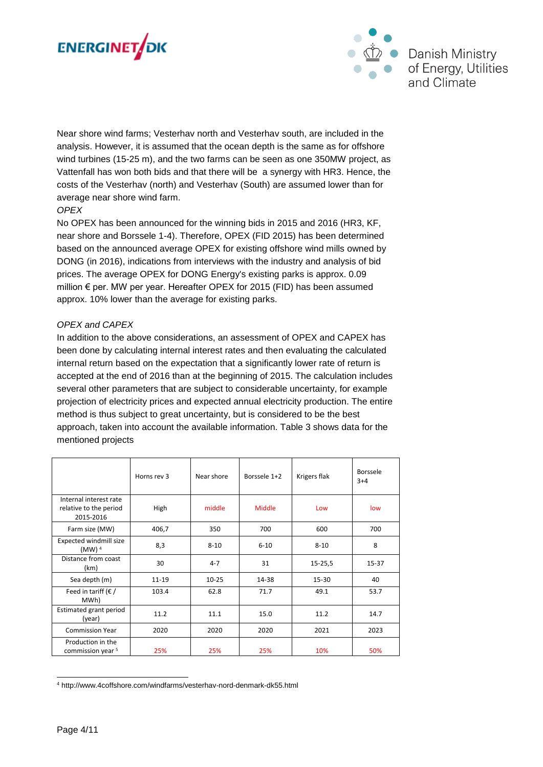Near shore wind farms; Vesterhav north and Vesterhav south, are included in the analysis. However, it is assumed that the ocean depth is the same as for offshore wind turbines (15-25 m), and the two farms can be seen as one 350MW project, as Vattenfall has won both bids and that there will be  a synergy with HR3. Hence, the costs of the Vesterhav (north) and Vesterhav (South) are assumed lower than for average near shore wind farm.

*OPEX*

No OPEX has been announced for the winning bids in 2015 and 2016 (HR3, KF, near shore and Borsselle 1-4). Therefore, OPEX (FID 2015) has been determined based on the announced average OPEX for existing offshore wind mills owned by DONG (in 2016), indications from interviews with the industry and analysis of bid prices. The average OPEX for DONG Energy's existing parks is approx. 0.09 million € per. MW per year. Hereafter OPEX for 2015 (FID) has been assumed approx. 10% lower than the average for existing parks.

*OPEX and CAPEX*

In addition to the above considerations, an assessment of OPEX and CAPEX has been done by calculating internal interest rates and then evaluating the calculated internal return based on the expectation that a significantly lower rate of return is accepted at the end of 2016 than at the beginning of 2015. The calculation includes several other parameters that are subject to considerable uncertainty, for example projection of electricity prices and expected annual electricity production. The entire method is thus subject to great uncertainty, but is considered to be the best approach, taken into account the available information. Table 3 shows data for the mentioned projects

| | Horns rev 3 | Near shore | Borssele 1+2 | Krigers flak | Borssele 3+4 |
|---|---|---|---|---|---|
| Internal interest rate relative to the period 2015-2016 | High | middle | Middle | Low | low |
| Farm size (MW) | 406,7 | 350 | 700 | 600 | 700 |
| Expected windmill size (MW) [4] | 8,3 | 8-10 | 6-10 | 8-10 | 8 |
| Distance from coast (km) | 30 | 4-7 | 31 | 15-25,5 | 15-37 |
| Sea depth (m) | 11-19 | 10-25 | 14-38 | 15-30 | 40 |
| Feed in tariff (€ / MWh) | 103.4 | 62.8 | 71.7 | 49.1 | 53.7 |
| Estimated grant period (year) | 11.2 | 11.1 | 15.0 | 11.2 | 14.7 |
| Commission Year | 2020 | 2020 | 2020 | 2021 | 2023 |
| Production in the commission year [5] | 25% | 25% | 25% | 10% | 50% |

[4] http://www.4coffshore.com/windfarms/vesterhav-nord-denmark-dk55.html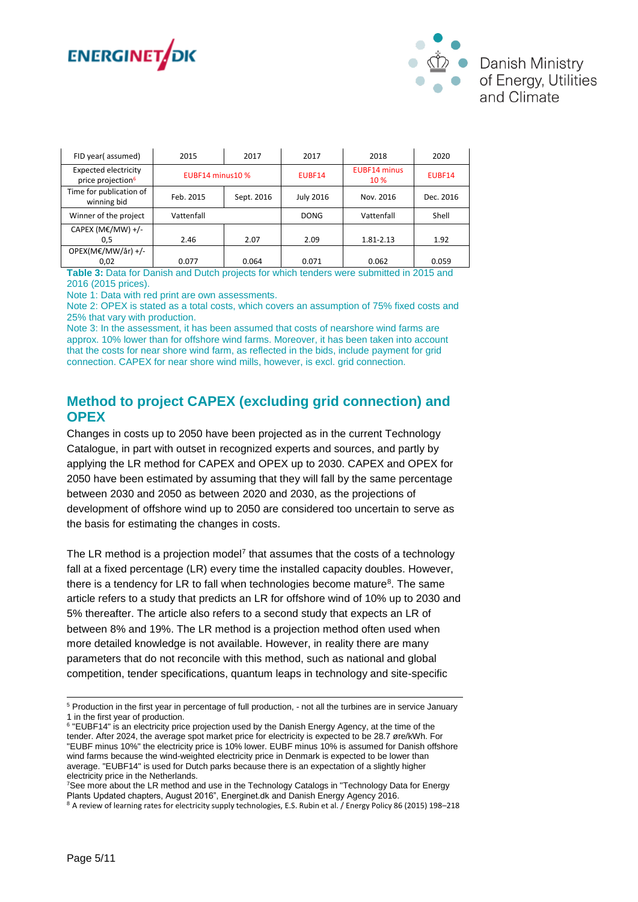| FID year( assumed) | 2015 | 2017 | 2017 | 2018 | 2020 |
|---|---|---|---|---|---|
| Expected electricity price projection[6] | EUBF14 minus10 % | | EUBF14 | EUBF14 minus 10 % | EUBF14 |
| Time for publication of winning bid | Feb. 2015 | Sept. 2016 | July 2016 | Nov. 2016 | Dec. 2016 |
| Winner of the project | Vattenfall | | DONG | Vattenfall | Shell |
| CAPEX (M€/MW) +/- 0,5 | 2.46 | 2.07 | 2.09 | 1.81-2.13 | 1.92 |
| OPEX(M€/MW/år) +/- 0,02 | 0.077 | 0.064 | 0.071 | 0.062 | 0.059 |

**Table 3:** Data for Danish and Dutch projects for which tenders were submitted in 2015 and 2016 (2015 prices).

Note 1: Data with red print are own assessments.

Note 2: OPEX is stated as a total costs, which covers an assumption of 75% fixed costs and 25% that vary with production.

Note 3: In the assessment, it has been assumed that costs of nearshore wind farms are approx. 10% lower than for offshore wind farms. Moreover, it has been taken into account that the costs for near shore wind farm, as reflected in the bids, include payment for grid connection. CAPEX for near shore wind mills, however, is excl. grid connection.

## Method to project CAPEX (excluding grid connection) and OPEX

Changes in costs up to 2050 have been projected as in the current Technology Catalogue, in part with outset in recognized experts and sources, and partly by applying the LR method for CAPEX and OPEX up to 2030. CAPEX and OPEX for 2050 have been estimated by assuming that they will fall by the same percentage between 2030 and 2050 as between 2020 and 2030, as the projections of development of offshore wind up to 2050 are considered too uncertain to serve as the basis for estimating the changes in costs.

The LR method is a projection model[7] that assumes that the costs of a technology fall at a fixed percentage (LR) every time the installed capacity doubles. However, there is a tendency for LR to fall when technologies become mature[8]. The same article refers to a study that predicts an LR for offshore wind of 10% up to 2030 and 5% thereafter. The article also refers to a second study that expects an LR of between 8% and 19%. The LR method is a projection method often used when more detailed knowledge is not available. However, in reality there are many parameters that do not reconcile with this method, such as national and global competition, tender specifications, quantum leaps in technology and site-specific

---

[5] Production in the first year in percentage of full production, - not all the turbines are in service January 1 in the first year of production.

[6] "EUBF14" is an electricity price projection used by the Danish Energy Agency, at the time of the tender. After 2024, the average spot market price for electricity is expected to be 28.7 øre/kWh. For "EUBF minus 10%" the electricity price is 10% lower. EUBF minus 10% is assumed for Danish offshore wind farms because the wind-weighted electricity price in Denmark is expected to be lower than average. "EUBF14" is used for Dutch parks because there is an expectation of a slightly higher electricity price in the Netherlands.

[7] See more about the LR method and use in the Technology Catalogs in "Technology Data for Energy Plants Updated chapters, August 2016", Energinet.dk and Danish Energy Agency 2016.

[8] A review of learning rates for electricity supply technologies, E.S. Rubin et al. / Energy Policy 86 (2015) 198–218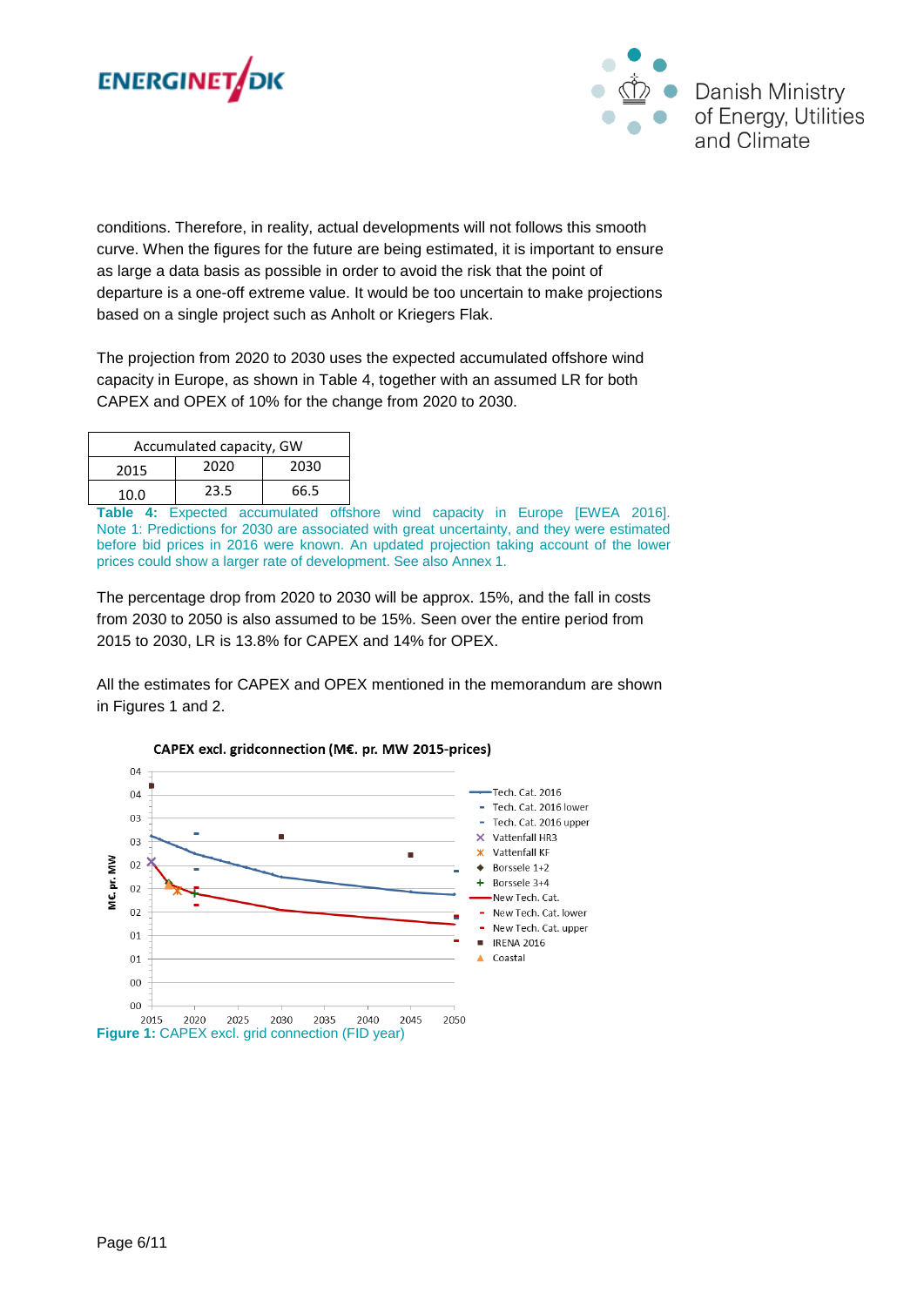conditions. Therefore, in reality, actual developments will not follows this smooth curve. When the figures for the future are being estimated, it is important to ensure as large a data basis as possible in order to avoid the risk that the point of departure is a one-off extreme value. It would be too uncertain to make projections based on a single project such as Anholt or Kriegers Flak.

The projection from 2020 to 2030 uses the expected accumulated offshore wind capacity in Europe, as shown in Table 4, together with an assumed LR for both CAPEX and OPEX of 10% for the change from 2020 to 2030.

| Accumulated capacity, GW | | |
|---|---|---|
| 2015 | 2020 | 2030 |
| 10.0 | 23.5 | 66.5 |

**Table 4:** Expected accumulated offshore wind capacity in Europe [EWEA 2016]. Note 1: Predictions for 2030 are associated with great uncertainty, and they were estimated before bid prices in 2016 were known. An updated projection taking account of the lower prices could show a larger rate of development. See also Annex 1.

The percentage drop from 2020 to 2030 will be approx. 15%, and the fall in costs from 2030 to 2050 is also assumed to be 15%. Seen over the entire period from 2015 to 2030, LR is 13.8% for CAPEX and 14% for OPEX.

All the estimates for CAPEX and OPEX mentioned in the memorandum are shown in Figures 1 and 2.

**Figure 1:** CAPEX excl. grid connection (FID year)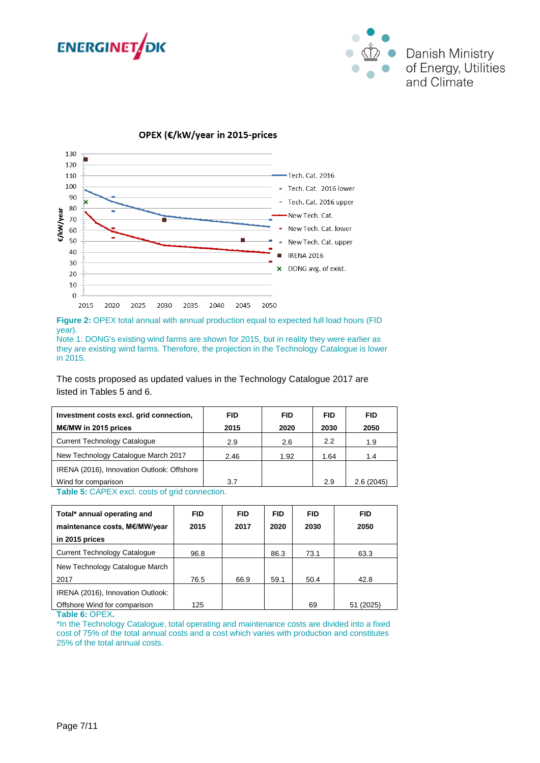OPEX (€/kW/year in 2015-prices)

Figure 2: OPEX total annual with annual production equal to expected full load hours (FID year).
Note 1: DONG's existing wind farms are shown for 2015, but in reality they were earlier as they are existing wind farms. Therefore, the projection in the Technology Catalogue is lower in 2015.

The costs proposed as updated values in the Technology Catalogue 2017 are listed in Tables 5 and 6.

| **Investment costs excl. grid connection, M€/MW in 2015 prices** | **FID 2015** | **FID 2020** | **FID 2030** | **FID 2050** |
|---|---|---|---|---|
| Current Technology Catalogue | 2.9 | 2.6 | 2.2 | 1.9 |
| New Technology Catalogue March 2017 | 2.46 | 1.92 | 1.64 | 1.4 |
| IRENA (2016), Innovation Outlook: Offshore Wind for comparison | 3.7 | | 2.9 | 2.6 (2045) |

**Table 5:** CAPEX excl. costs of grid connection.

| **Total* annual operating and maintenance costs, M€/MW/year in 2015 prices** | **FID 2015** | **FID 2017** | **FID 2020** | **FID 2030** | **FID 2050** |
|---|---|---|---|---|---|
| Current Technology Catalogue | 96.8 | | 86.3 | 73.1 | 63.3 |
| New Technology Catalogue March 2017 | 76.5 | 66.9 | 59.1 | 50.4 | 42.8 |
| IRENA (2016), Innovation Outlook: Offshore Wind for comparison | 125 | | | 69 | 51 (2025) |

**Table 6:** OPEX.
*In the Technology Catalogue, total operating and maintenance costs are divided into a fixed cost of 75% of the total annual costs and a cost which varies with production and constitutes 25% of the total annual costs.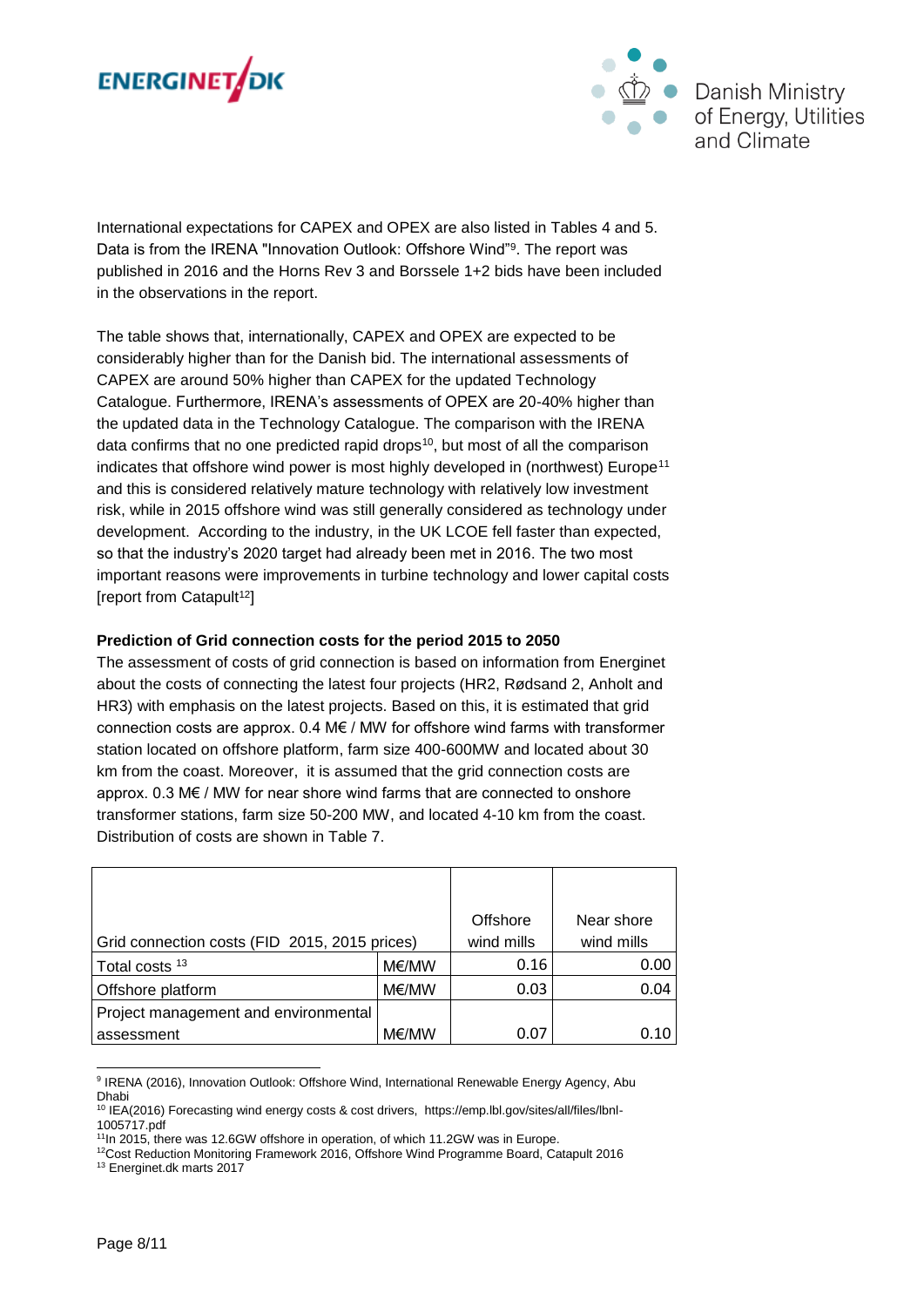International expectations for CAPEX and OPEX are also listed in Tables 4 and 5. Data is from the IRENA "Innovation Outlook: Offshore Wind"[9]. The report was published in 2016 and the Horns Rev 3 and Borssele 1+2 bids have been included in the observations in the report.

The table shows that, internationally, CAPEX and OPEX are expected to be considerably higher than for the Danish bid. The international assessments of CAPEX are around 50% higher than CAPEX for the updated Technology Catalogue. Furthermore, IRENA's assessments of OPEX are 20-40% higher than the updated data in the Technology Catalogue. The comparison with the IRENA data confirms that no one predicted rapid drops[10], but most of all the comparison indicates that offshore wind power is most highly developed in (northwest) Europe[11] and this is considered relatively mature technology with relatively low investment risk, while in 2015 offshore wind was still generally considered as technology under development. According to the industry, in the UK LCOE fell faster than expected, so that the industry's 2020 target had already been met in 2016. The two most important reasons were improvements in turbine technology and lower capital costs [report from Catapult[12]]

**Prediction of Grid connection costs for the period 2015 to 2050**

The assessment of costs of grid connection is based on information from Energinet about the costs of connecting the latest four projects (HR2, Rødsand 2, Anholt and HR3) with emphasis on the latest projects. Based on this, it is estimated that grid connection costs are approx. 0.4 M€ / MW for offshore wind farms with transformer station located on offshore platform, farm size 400-600MW and located about 30 km from the coast. Moreover, it is assumed that the grid connection costs are approx. 0.3 M€ / MW for near shore wind farms that are connected to onshore transformer stations, farm size 50-200 MW, and located 4-10 km from the coast. Distribution of costs are shown in Table 7.

| Grid connection costs (FID 2015, 2015 prices) | | Offshore wind mills | Near shore wind mills |
|---|---|---|---|
| Total costs [13] | M€/MW | 0.16 | 0.00 |
| Offshore platform | M€/MW | 0.03 | 0.04 |
| Project management and environmental assessment | M€/MW | 0.07 | 0.10 |

[9] IRENA (2016), Innovation Outlook: Offshore Wind, International Renewable Energy Agency, Abu Dhabi

[10] IEA(2016) Forecasting wind energy costs & cost drivers, https://emp.lbl.gov/sites/all/files/lbnl-1005717.pdf

[11] In 2015, there was 12.6GW offshore in operation, of which 11.2GW was in Europe.

[12] Cost Reduction Monitoring Framework 2016, Offshore Wind Programme Board, Catapult 2016

[13] Energinet.dk marts 2017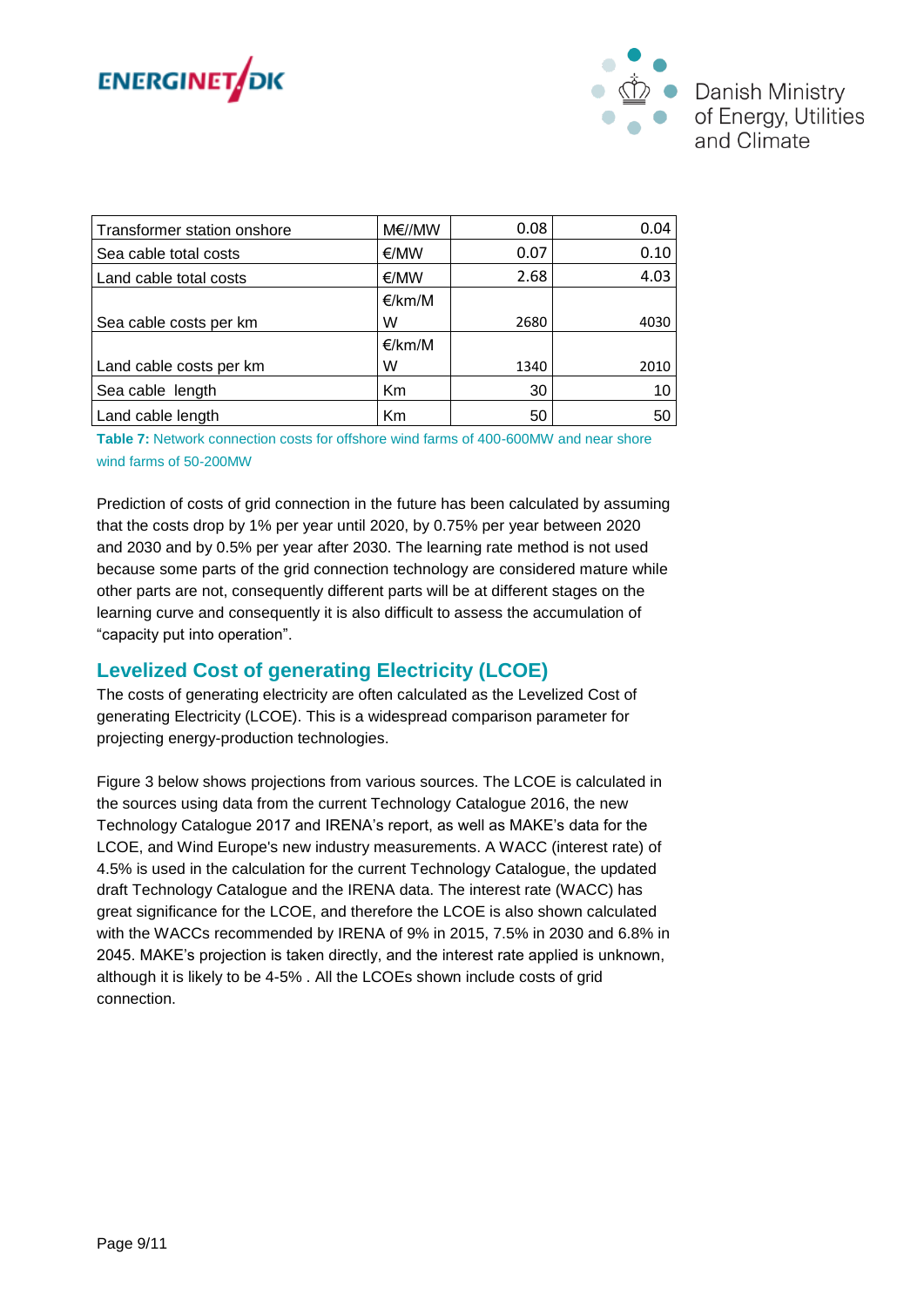| Transformer station onshore | M€//MW | 0.08 | 0.04 |
|---|---|---|---|
| Sea cable total costs | €/MW | 0.07 | 0.10 |
| Land cable total costs | €/MW | 2.68 | 4.03 |
| Sea cable costs per km | €/km/MW | 2680 | 4030 |
| Land cable costs per km | €/km/MW | 1340 | 2010 |
| Sea cable length | Km | 30 | 10 |
| Land cable length | Km | 50 | 50 |

**Table 7:** Network connection costs for offshore wind farms of 400-600MW and near shore wind farms of 50-200MW

Prediction of costs of grid connection in the future has been calculated by assuming that the costs drop by 1% per year until 2020, by 0.75% per year between 2020 and 2030 and by 0.5% per year after 2030. The learning rate method is not used because some parts of the grid connection technology are considered mature while other parts are not, consequently different parts will be at different stages on the learning curve and consequently it is also difficult to assess the accumulation of "capacity put into operation".

## Levelized Cost of generating Electricity (LCOE)

The costs of generating electricity are often calculated as the Levelized Cost of generating Electricity (LCOE). This is a widespread comparison parameter for projecting energy-production technologies.

Figure 3 below shows projections from various sources. The LCOE is calculated in the sources using data from the current Technology Catalogue 2016, the new Technology Catalogue 2017 and IRENA's report, as well as MAKE's data for the LCOE, and Wind Europe's new industry measurements. A WACC (interest rate) of 4.5% is used in the calculation for the current Technology Catalogue, the updated draft Technology Catalogue and the IRENA data. The interest rate (WACC) has great significance for the LCOE, and therefore the LCOE is also shown calculated with the WACCs recommended by IRENA of 9% in 2015, 7.5% in 2030 and 6.8% in 2045. MAKE's projection is taken directly, and the interest rate applied is unknown, although it is likely to be 4-5% . All the LCOEs shown include costs of grid connection.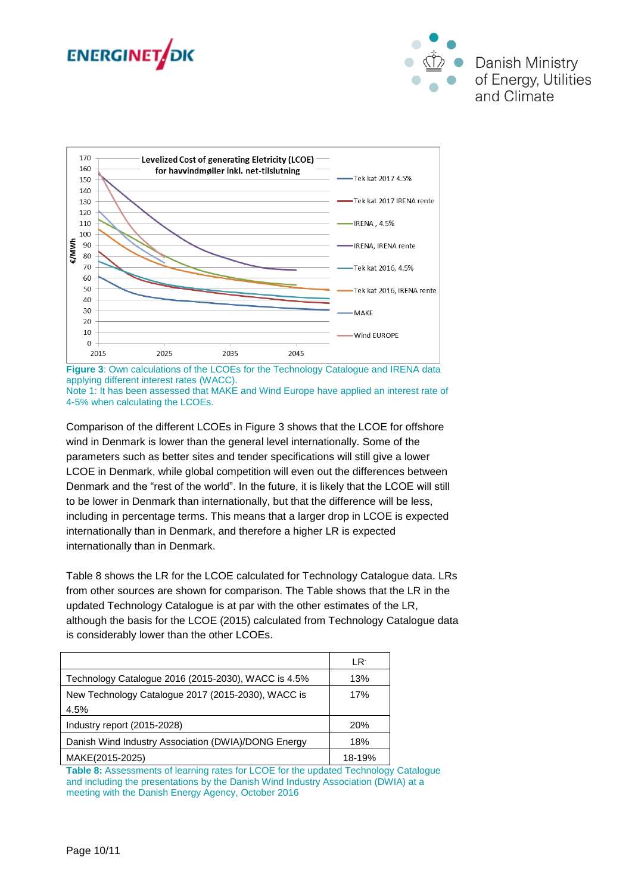Figure 3: Own calculations of the LCOEs for the Technology Catalogue and IRENA data applying different interest rates (WACC).
Note 1: It has been assessed that MAKE and Wind Europe have applied an interest rate of 4-5% when calculating the LCOEs.

Comparison of the different LCOEs in Figure 3 shows that the LCOE for offshore wind in Denmark is lower than the general level internationally. Some of the parameters such as better sites and tender specifications will still give a lower LCOE in Denmark, while global competition will even out the differences between Denmark and the "rest of the world". In the future, it is likely that the LCOE will still to be lower in Denmark than internationally, but that the difference will be less, including in percentage terms. This means that a larger drop in LCOE is expected internationally than in Denmark, and therefore a higher LR is expected internationally than in Denmark.

Table 8 shows the LR for the LCOE calculated for Technology Catalogue data. LRs from other sources are shown for comparison. The Table shows that the LR in the updated Technology Catalogue is at par with the other estimates of the LR, although the basis for the LCOE (2015) calculated from Technology Catalogue data is considerably lower than the other LCOEs.

| | LR |
|---|---|
| Technology Catalogue 2016 (2015-2030), WACC is 4.5% | 13% |
| New Technology Catalogue 2017 (2015-2030), WACC is 4.5% | 17% |
| Industry report (2015-2028) | 20% |
| Danish Wind Industry Association (DWIA)/DONG Energy | 18% |
| MAKE(2015-2025) | 18-19% |

Table 8: Assessments of learning rates for LCOE for the updated Technology Catalogue and including the presentations by the Danish Wind Industry Association (DWIA) at a meeting with the Danish Energy Agency, October 2016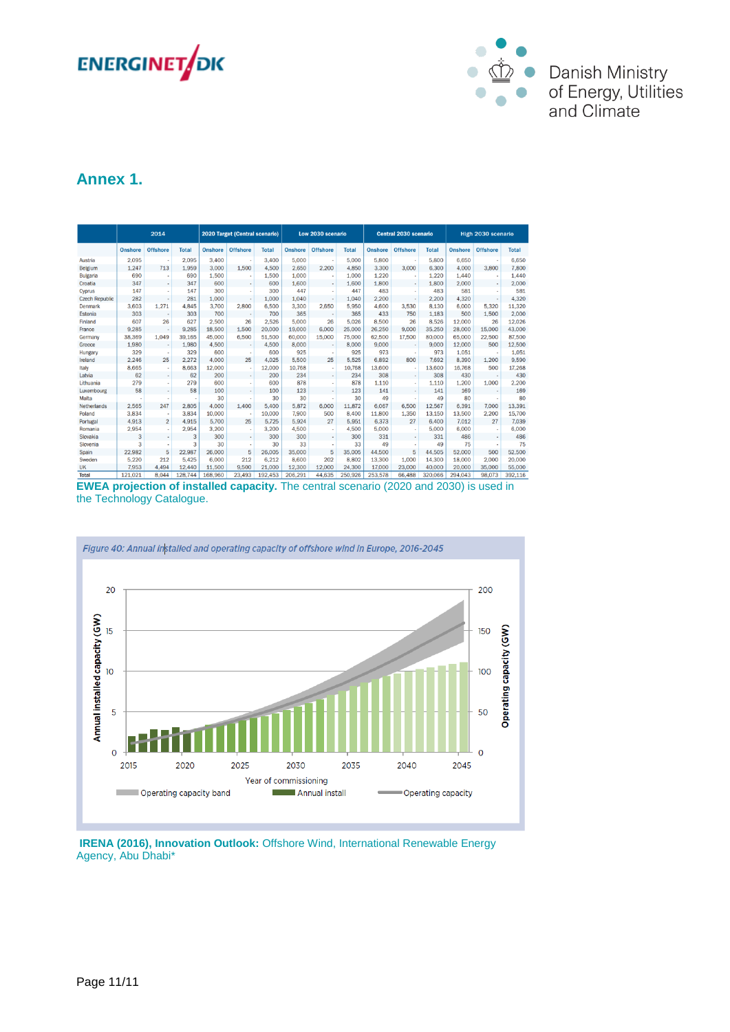# Annex 1.

| | 2014 | | | 2020 Target (Central scenario) | | | Low 2030 scenario | | | Central 2030 scenario | | | High 2030 scenario | | |
|---|---|---|---|---|---|---|---|---|---|---|---|---|---|---|---|
| | Onshore | Offshore | Total | Onshore | Offshore | Total | Onshore | Offshore | Total | Onshore | Offshore | Total | Onshore | Offshore | Total |
| Austria | 2,095 | - | 2,095 | 3,400 | - | 3,400 | 5,000 | - | 5,000 | 5,800 | - | 5,800 | 6,650 | - | 6,650 |
| Belgium | 1,247 | 713 | 1,959 | 3,000 | 1,500 | 4,500 | 2,650 | 2,200 | 4,850 | 3,300 | 3,000 | 6,300 | 4,000 | 3,800 | 7,800 |
| Bulgaria | 690 | - | 690 | 1,500 | - | 1,500 | 1,000 | - | 1,000 | 1,220 | - | 1,220 | 1,440 | - | 1,440 |
| Croatia | 347 | - | 347 | 600 | - | 600 | 1,600 | - | 1,600 | 1,800 | - | 1,800 | 2,000 | - | 2,000 |
| Cyprus | 147 | - | 147 | 300 | - | 300 | 447 | - | 447 | 483 | - | 483 | 581 | - | 581 |
| Czech Republic | 282 | - | 281 | 1,000 | - | 1,000 | 1,040 | - | 1,040 | 2,200 | - | 2,200 | 4,320 | - | 4,320 |
| Denmark | 3,603 | 1,271 | 4,845 | 3,700 | 2,800 | 6,500 | 3,300 | 2,650 | 5,950 | 4,600 | 3,530 | 8,130 | 6,000 | 5,320 | 11,320 |
| Estonia | 303 | - | 303 | 700 | - | 700 | 365 | - | 365 | 433 | 750 | 1,183 | 500 | 1,500 | 2,000 |
| Finland | 607 | 26 | 627 | 2,500 | 26 | 2,526 | 5,000 | 26 | 5,026 | 8,500 | 26 | 8,526 | 12,000 | 26 | 12,026 |
| France | 9,285 | - | 9,285 | 18,500 | 1,500 | 20,000 | 19,000 | 6,000 | 25,000 | 26,250 | 9,000 | 35,250 | 28,000 | 15,000 | 43,000 |
| Germany | 38,369 | 1,049 | 39,165 | 45,000 | 6,500 | 51,500 | 60,000 | 15,000 | 75,000 | 62,500 | 17,500 | 80,000 | 65,000 | 22,500 | 87,500 |
| Greece | 1,980 | - | 1,980 | 4,500 | - | 4,500 | 8,000 | - | 8,000 | 9,000 | - | 9,000 | 12,000 | 500 | 12,500 |
| Hungary | 329 | - | 329 | 600 | - | 600 | 925 | - | 925 | 973 | - | 973 | 1,051 | - | 1,051 |
| Ireland | 2,246 | 25 | 2,272 | 4,000 | 25 | 4,025 | 5,500 | 25 | 5,525 | 6,892 | 800 | 7,692 | 8,390 | 1,200 | 9,590 |
| Italy | 8,665 | - | 8,663 | 12,000 | - | 12,000 | 10,768 | - | 10,768 | 13,600 | - | 13,600 | 16,768 | 500 | 17,268 |
| Latvia | 62 | - | 62 | 200 | - | 200 | 234 | - | 234 | 308 | - | 308 | 430 | - | 430 |
| Lithuania | 279 | - | 279 | 600 | - | 600 | 878 | - | 878 | 1,110 | - | 1,110 | 1,200 | 1,000 | 2,200 |
| Luxembourg | 58 | - | 58 | 100 | - | 100 | 123 | - | 123 | 141 | - | 141 | 169 | - | 169 |
| Malta | - | - | - | 30 | - | 30 | 30 | - | 30 | 49 | - | 49 | 80 | - | 80 |
| Netherlands | 2,565 | 247 | 2,805 | 4,000 | 1,400 | 5,400 | 5,872 | 6,000 | 11,872 | 6,067 | 6,500 | 12,567 | 6,391 | 7,000 | 13,391 |
| Poland | 3,834 | - | 3,834 | 10,000 | - | 10,000 | 7,900 | 500 | 8,400 | 11,800 | 1,350 | 13,150 | 13,500 | 2,200 | 15,700 |
| Portugal | 4,913 | 2 | 4,915 | 5,700 | 25 | 5,725 | 5,924 | 27 | 5,951 | 6,373 | 27 | 6,400 | 7,012 | 27 | 7,039 |
| Romania | 2,954 | - | 2,954 | 3,200 | - | 3,200 | 4,500 | - | 4,500 | 5,000 | - | 5,000 | 6,000 | - | 6,000 |
| Slovakia | 3 | - | 3 | 300 | - | 300 | 300 | - | 300 | 331 | - | 331 | 486 | - | 486 |
| Slovenia | 3 | - | 3 | 30 | - | 30 | 33 | - | 33 | 49 | - | 49 | 75 | - | 75 |
| Spain | 22,982 | 5 | 22,987 | 26,000 | 5 | 26,005 | 35,000 | 5 | 35,005 | 44,500 | 5 | 44,505 | 52,000 | 500 | 52,500 |
| Sweden | 5,220 | 212 | 5,425 | 6,000 | 212 | 6,212 | 8,600 | 202 | 8,802 | 13,300 | 1,000 | 14,300 | 18,000 | 2,000 | 20,000 |
| UK | 7,953 | 4,494 | 12,440 | 11,500 | 9,500 | 21,000 | 12,300 | 12,000 | 24,300 | 17,000 | 23,000 | 40,000 | 20,000 | 35,000 | 55,000 |
| Total | 121,021 | 8,044 | 128,744 | 168,960 | 23,493 | 192,453 | 206,291 | 44,635 | 250,926 | 253,578 | 66,488 | 320,066 | 294,043 | 98,073 | 392,116 |

**EWEA projection of installed capacity.** The central scenario (2020 and 2030) is used in the Technology Catalogue.

*Figure 40: Annual installed and operating capacity of offshore wind in Europe, 2016-2045*

Annual installed capacity (GW)
0
5
10
15
20

Operating capacity (GW)
0
50
100
150
200

2015
2020
2025
2030
2035
2040
2045

Year of commissioning

Operating capacity band
Annual install
Operating capacity

**IRENA (2016), Innovation Outlook:** Offshore Wind, International Renewable Energy Agency, Abu Dhabi*